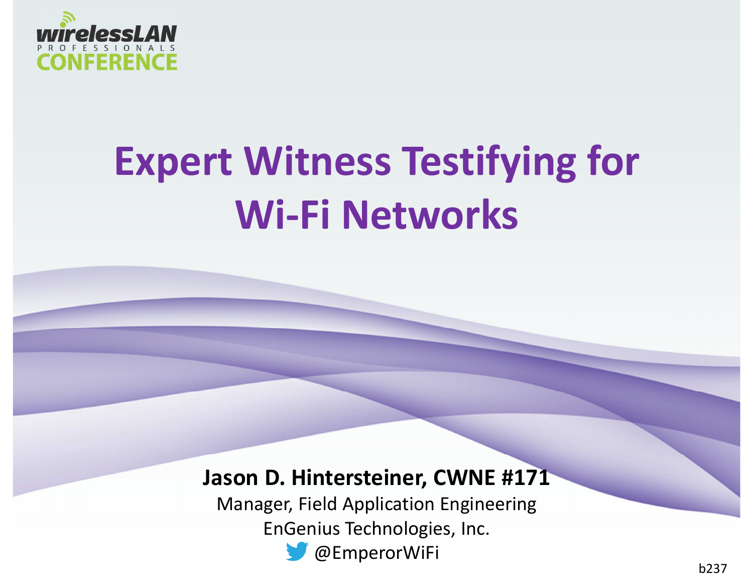wirelessLAN PROFESSIONALS CONFERENCE

# Expert Witness Testifying for Wi-Fi Networks

**Jason D. Hintersteiner, CWNE #171**

Manager, Field Application Engineering

EnGenius Technologies, Inc.

@EmperorWiFi

b237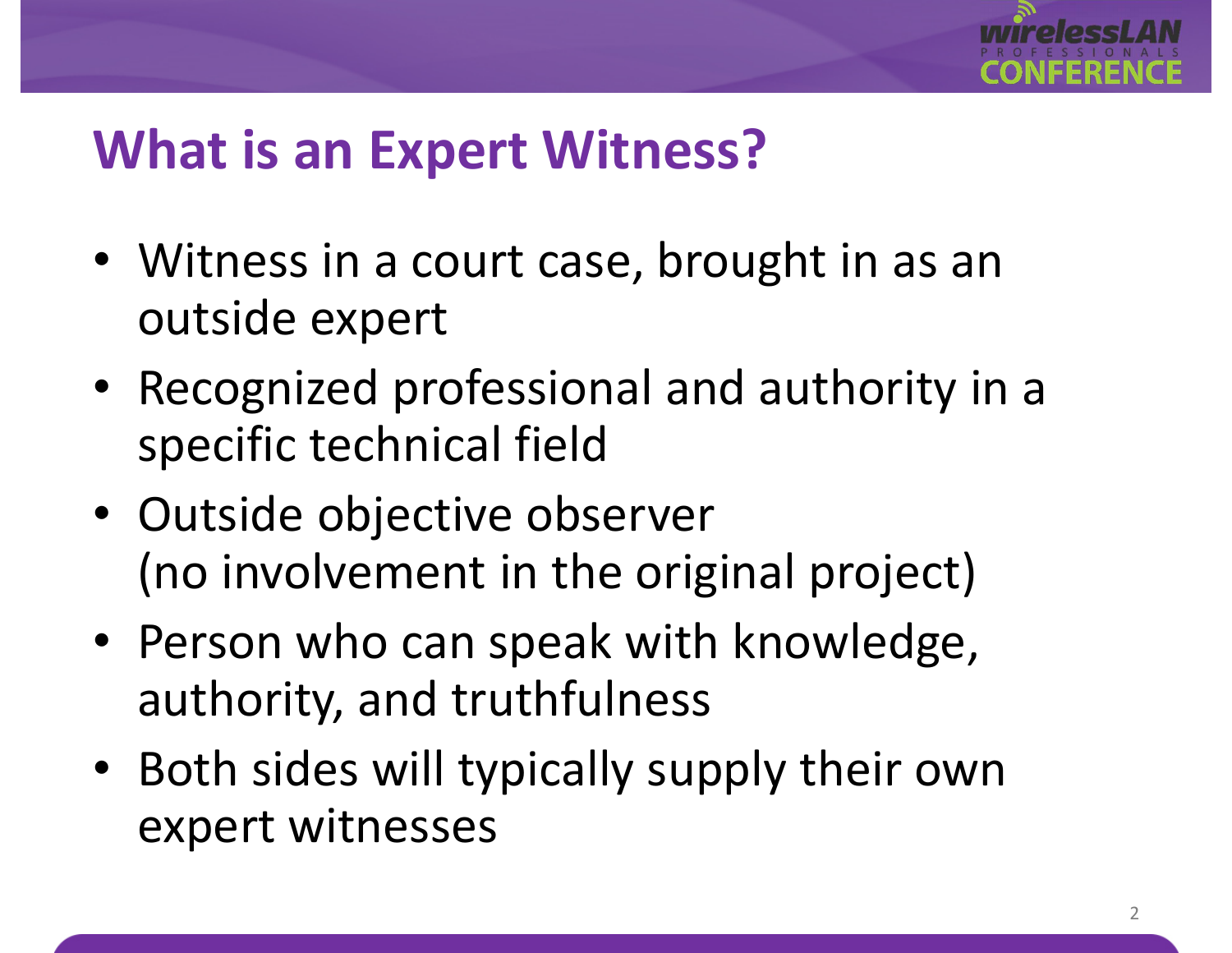# What is an Expert Witness?

- Witness in a court case, brought in as an outside expert
- Recognized professional and authority in a specific technical field
- Outside objective observer (no involvement in the original project)
- Person who can speak with knowledge, authority, and truthfulness
- Both sides will typically supply their own expert witnesses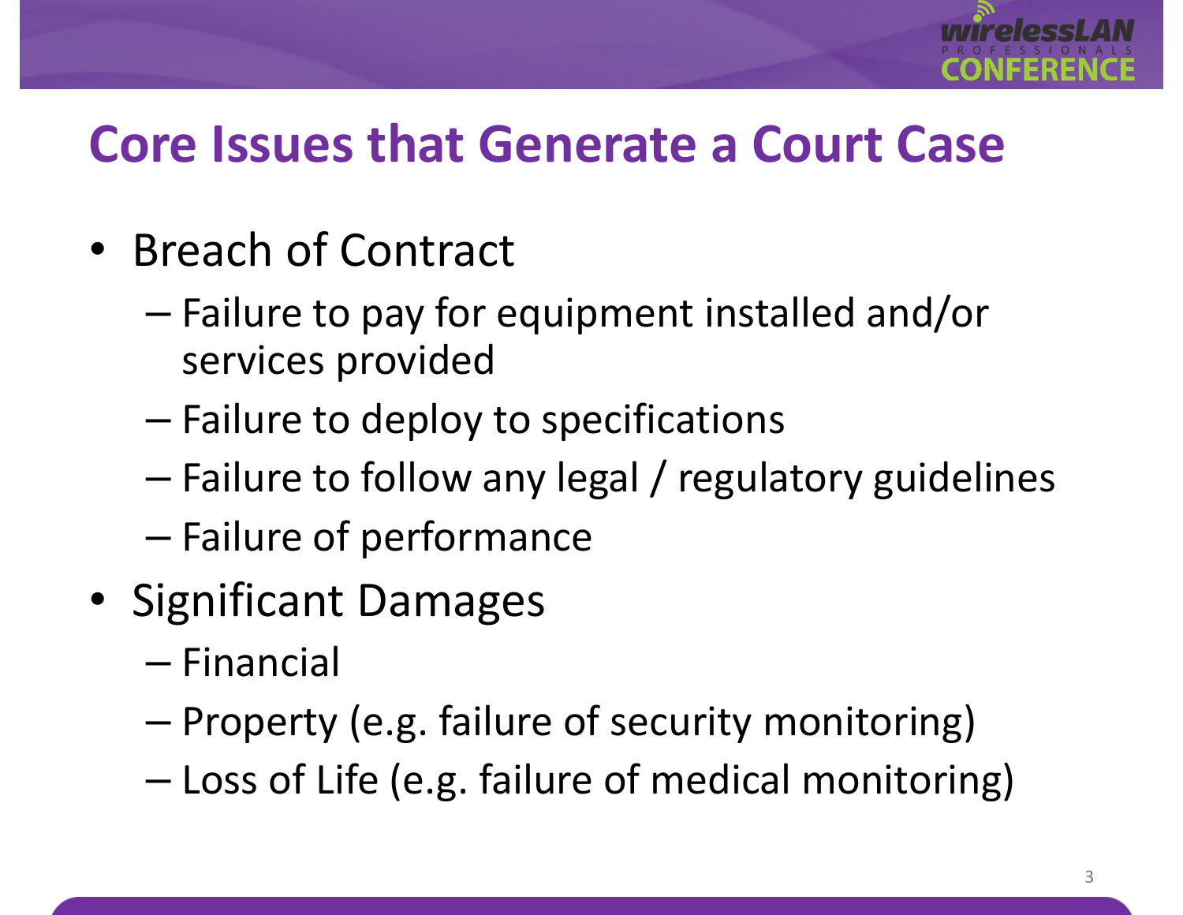# Core Issues that Generate a Court Case

- Breach of Contract
  - Failure to pay for equipment installed and/or services provided
  - Failure to deploy to specifications
  - Failure to follow any legal / regulatory guidelines
  - Failure of performance
- Significant Damages
  - Financial
  - Property (e.g. failure of security monitoring)
  - Loss of Life (e.g. failure of medical monitoring)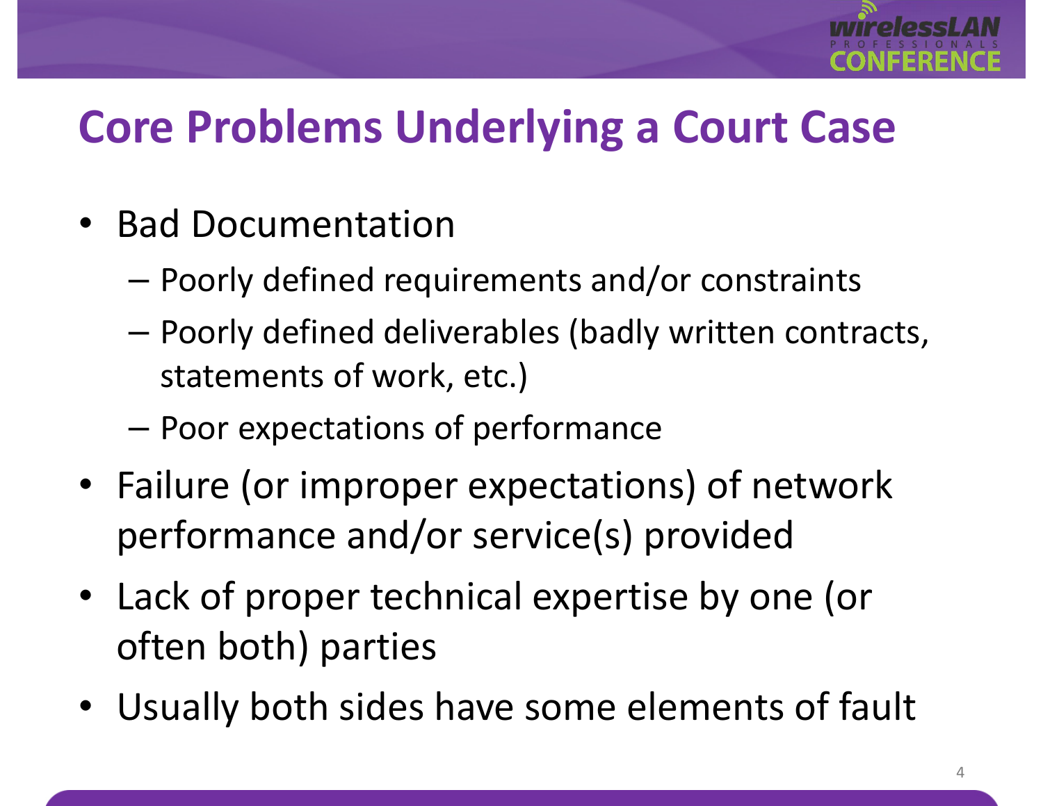# Core Problems Underlying a Court Case

- Bad Documentation
  - Poorly defined requirements and/or constraints
  - Poorly defined deliverables (badly written contracts, statements of work, etc.)
  - Poor expectations of performance
- Failure (or improper expectations) of network performance and/or service(s) provided
- Lack of proper technical expertise by one (or often both) parties
- Usually both sides have some elements of fault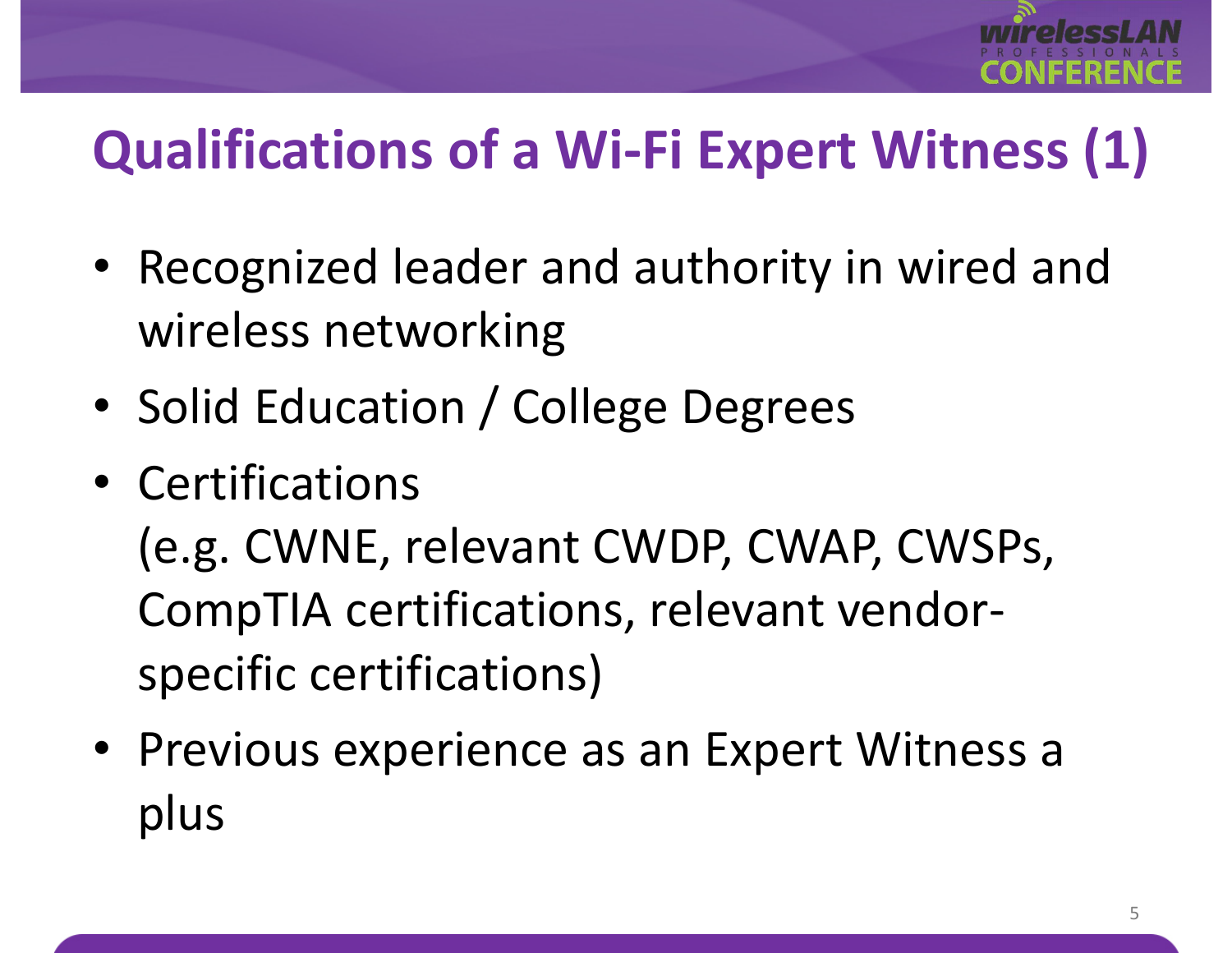# Qualifications of a Wi-Fi Expert Witness (1)

- Recognized leader and authority in wired and wireless networking
- Solid Education / College Degrees
- Certifications
  (e.g. CWNE, relevant CWDP, CWAP, CWSPs, CompTIA certifications, relevant vendor-specific certifications)
- Previous experience as an Expert Witness a plus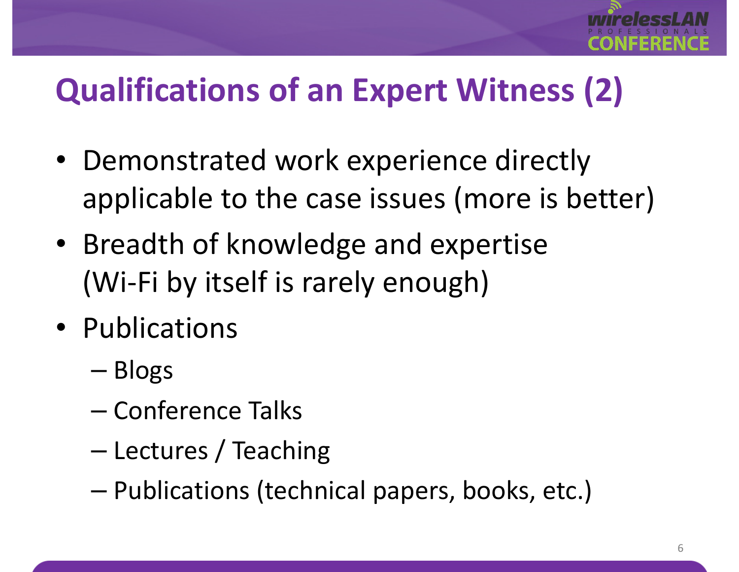# Qualifications of an Expert Witness (2)

- Demonstrated work experience directly applicable to the case issues (more is better)
- Breadth of knowledge and expertise (Wi-Fi by itself is rarely enough)
- Publications
  - Blogs
  - Conference Talks
  - Lectures / Teaching
  - Publications (technical papers, books, etc.)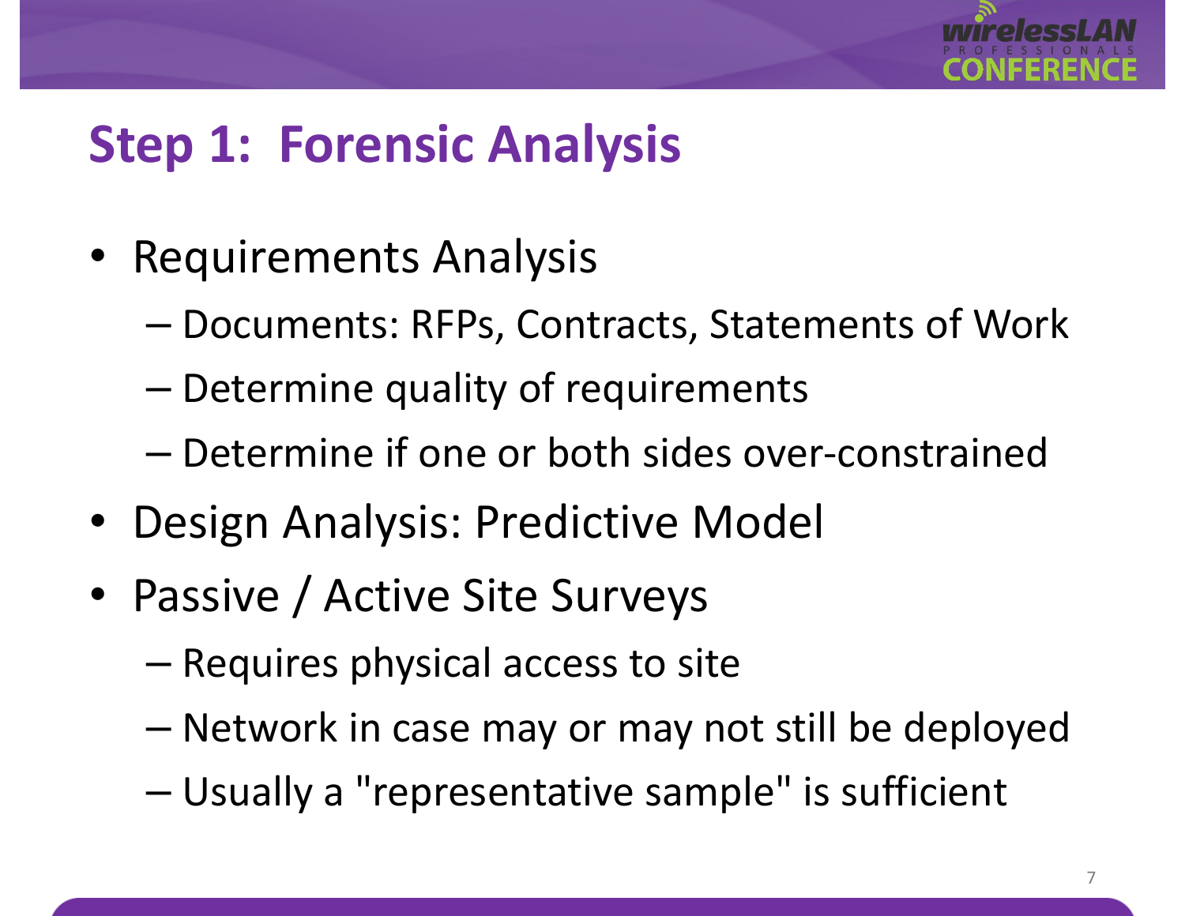# Step 1: Forensic Analysis

- Requirements Analysis
  - Documents: RFPs, Contracts, Statements of Work
  - Determine quality of requirements
  - Determine if one or both sides over-constrained
- Design Analysis: Predictive Model
- Passive / Active Site Surveys
  - Requires physical access to site
  - Network in case may or may not still be deployed
  - Usually a "representative sample" is sufficient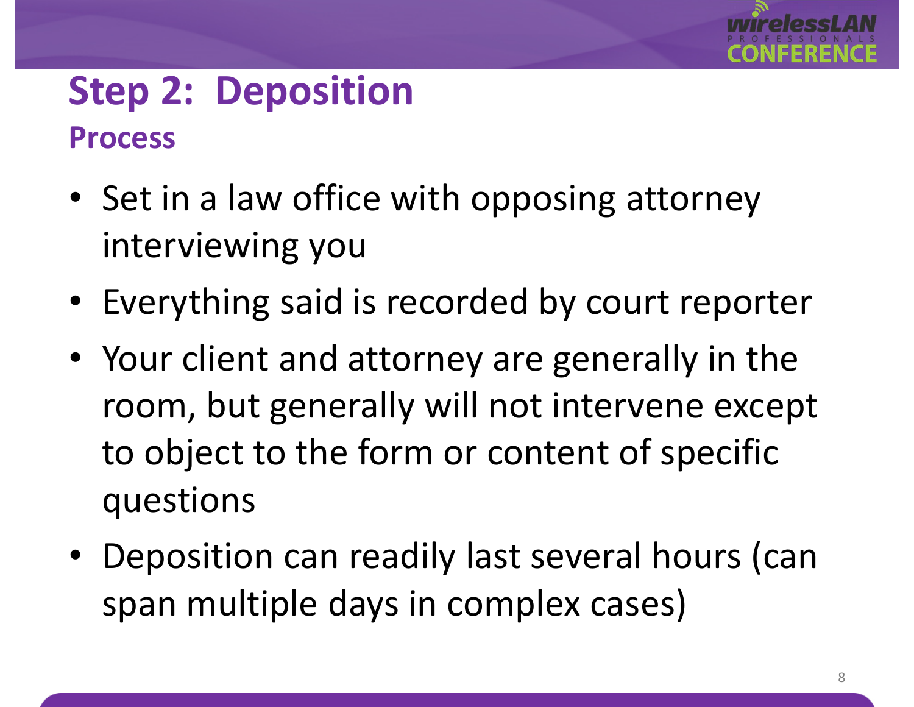# Step 2: Deposition

## Process

- Set in a law office with opposing attorney interviewing you
- Everything said is recorded by court reporter
- Your client and attorney are generally in the room, but generally will not intervene except to object to the form or content of specific questions
- Deposition can readily last several hours (can span multiple days in complex cases)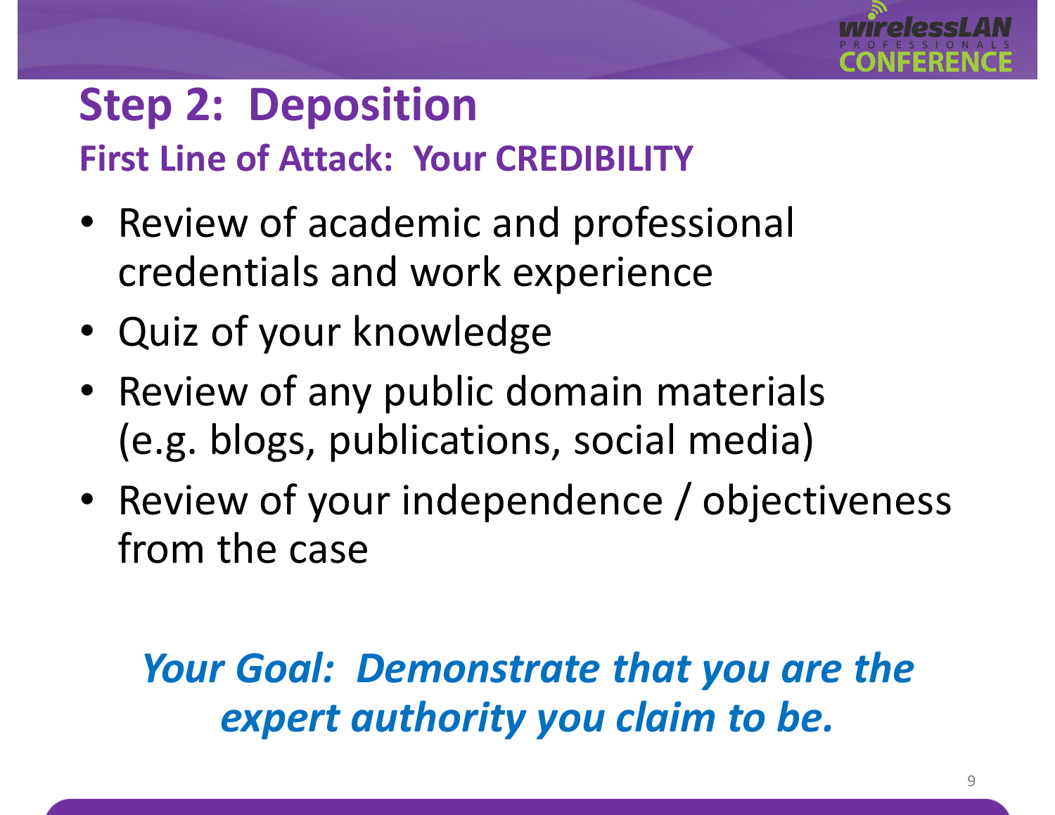# Step 2: Deposition

## First Line of Attack: Your CREDIBILITY

- Review of academic and professional credentials and work experience
- Quiz of your knowledge
- Review of any public domain materials (e.g. blogs, publications, social media)
- Review of your independence / objectiveness from the case

***Your Goal: Demonstrate that you are the expert authority you claim to be.***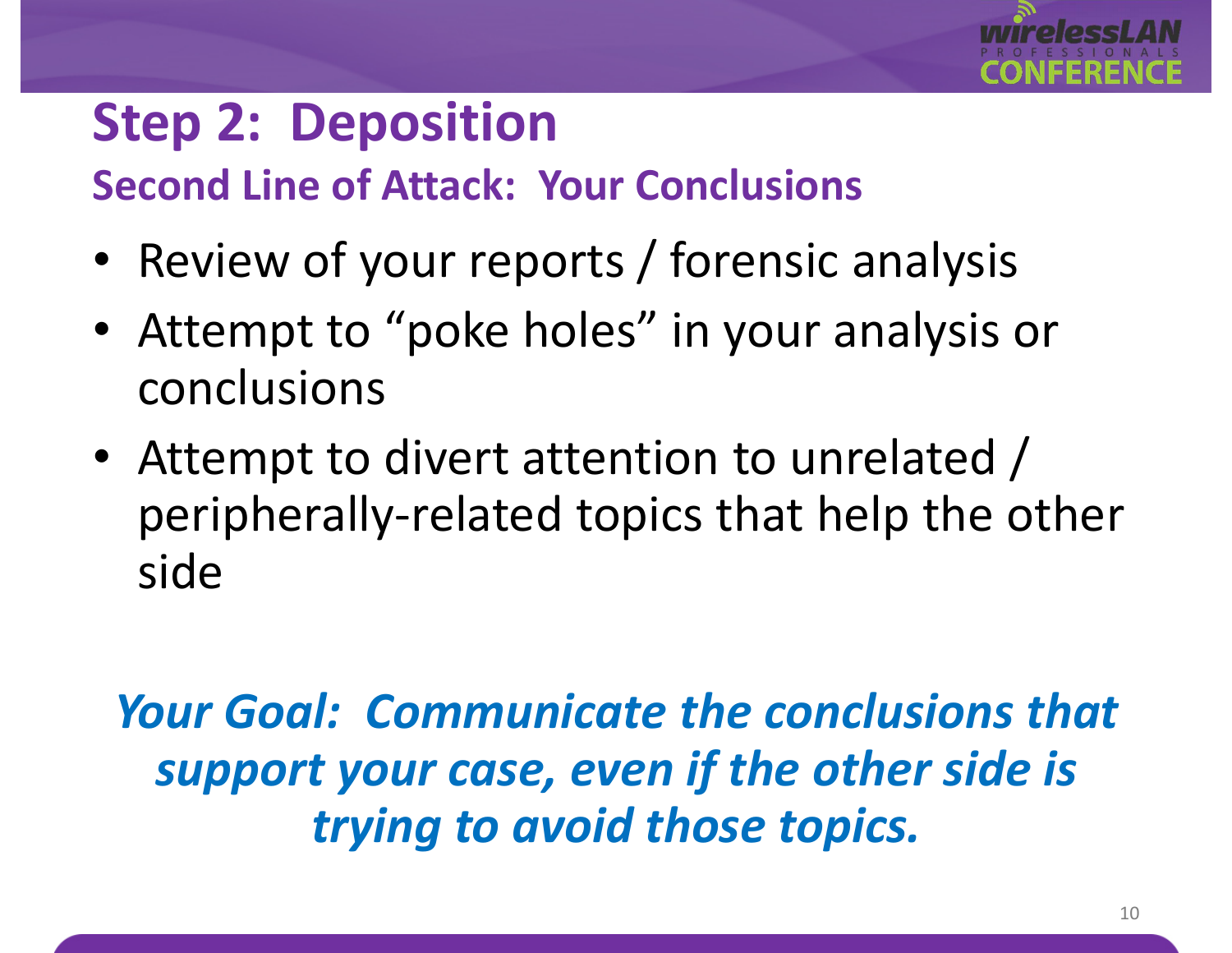# Step 2: Deposition

## Second Line of Attack: Your Conclusions

- Review of your reports / forensic analysis
- Attempt to “poke holes” in your analysis or conclusions
- Attempt to divert attention to unrelated / peripherally-related topics that help the other side

***Your Goal: Communicate the conclusions that support your case, even if the other side is trying to avoid those topics.***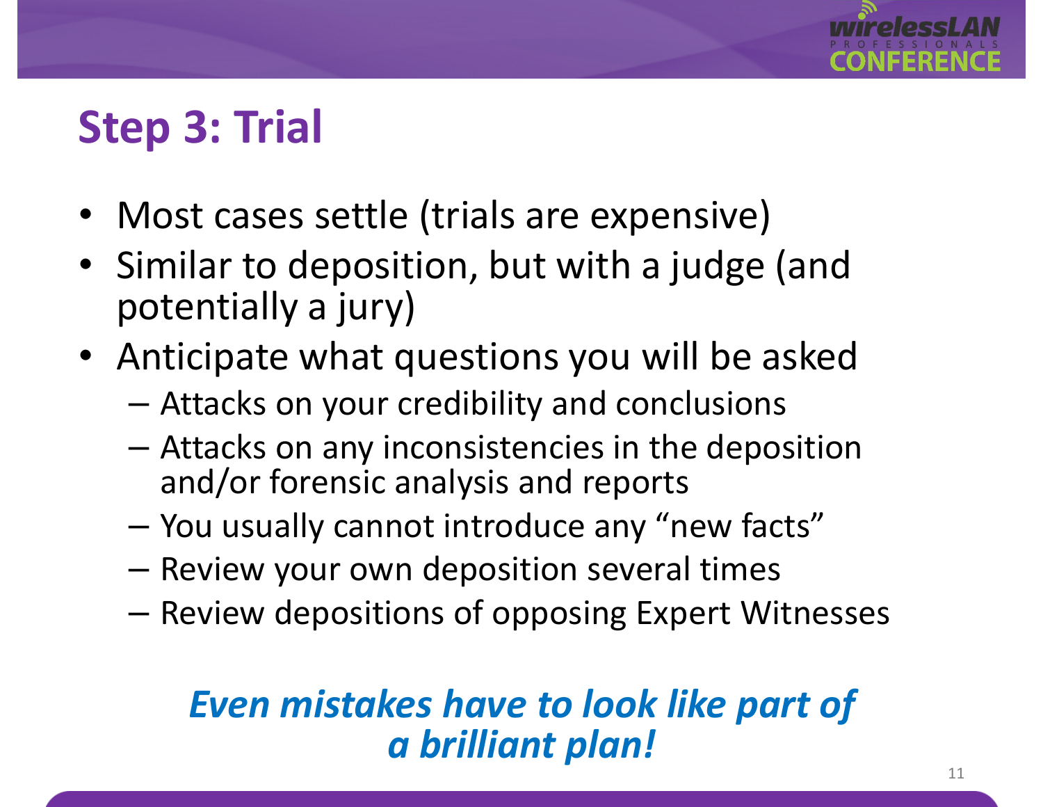# Step 3: Trial

- Most cases settle (trials are expensive)
- Similar to deposition, but with a judge (and potentially a jury)
- Anticipate what questions you will be asked
  - Attacks on your credibility and conclusions
  - Attacks on any inconsistencies in the deposition and/or forensic analysis and reports
  - You usually cannot introduce any "new facts"
  - Review your own deposition several times
  - Review depositions of opposing Expert Witnesses

***Even mistakes have to look like part of a brilliant plan!***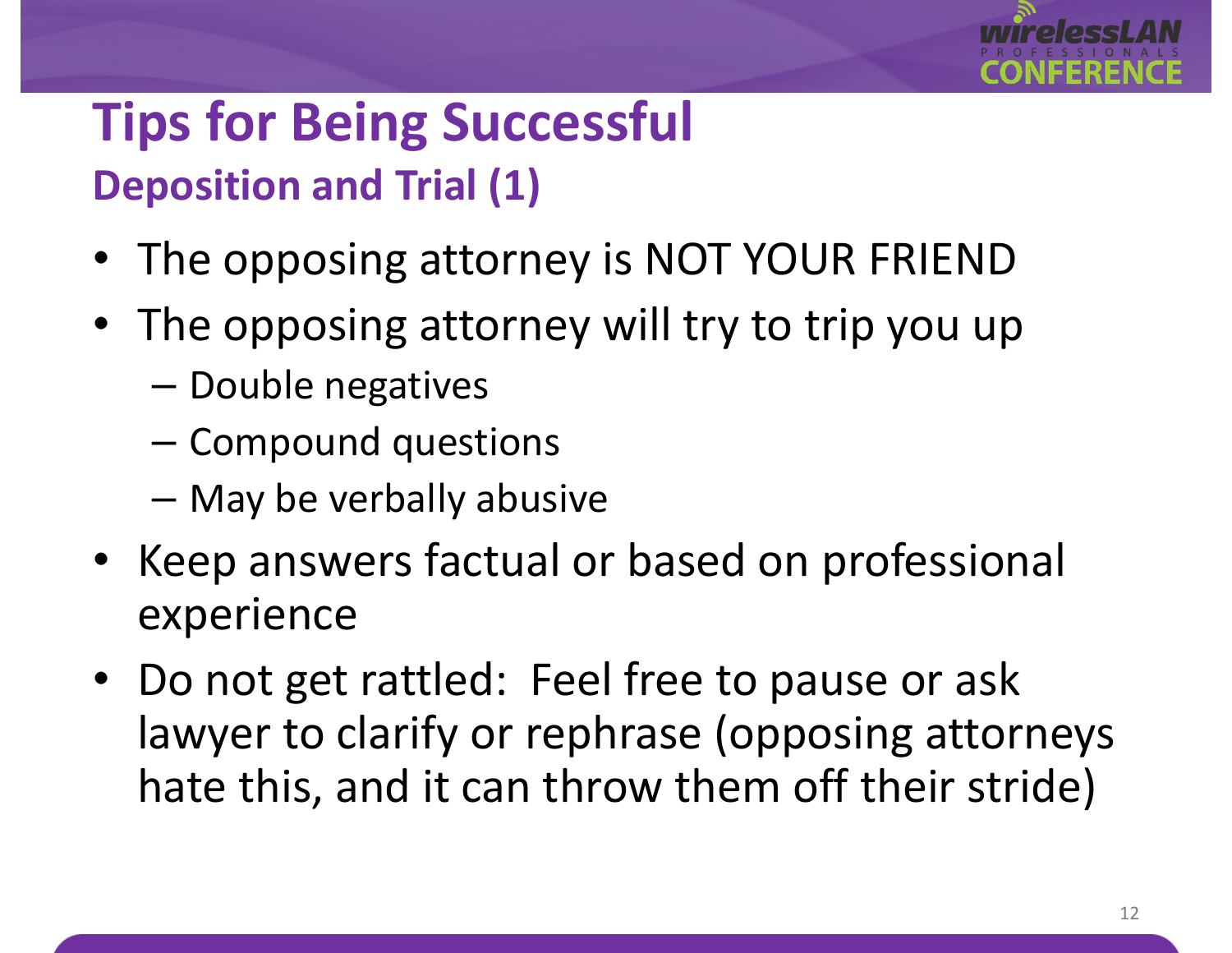# Tips for Being Successful

## Deposition and Trial (1)

- The opposing attorney is NOT YOUR FRIEND
- The opposing attorney will try to trip you up
  - Double negatives
  - Compound questions
  - May be verbally abusive
- Keep answers factual or based on professional experience
- Do not get rattled: Feel free to pause or ask lawyer to clarify or rephrase (opposing attorneys hate this, and it can throw them off their stride)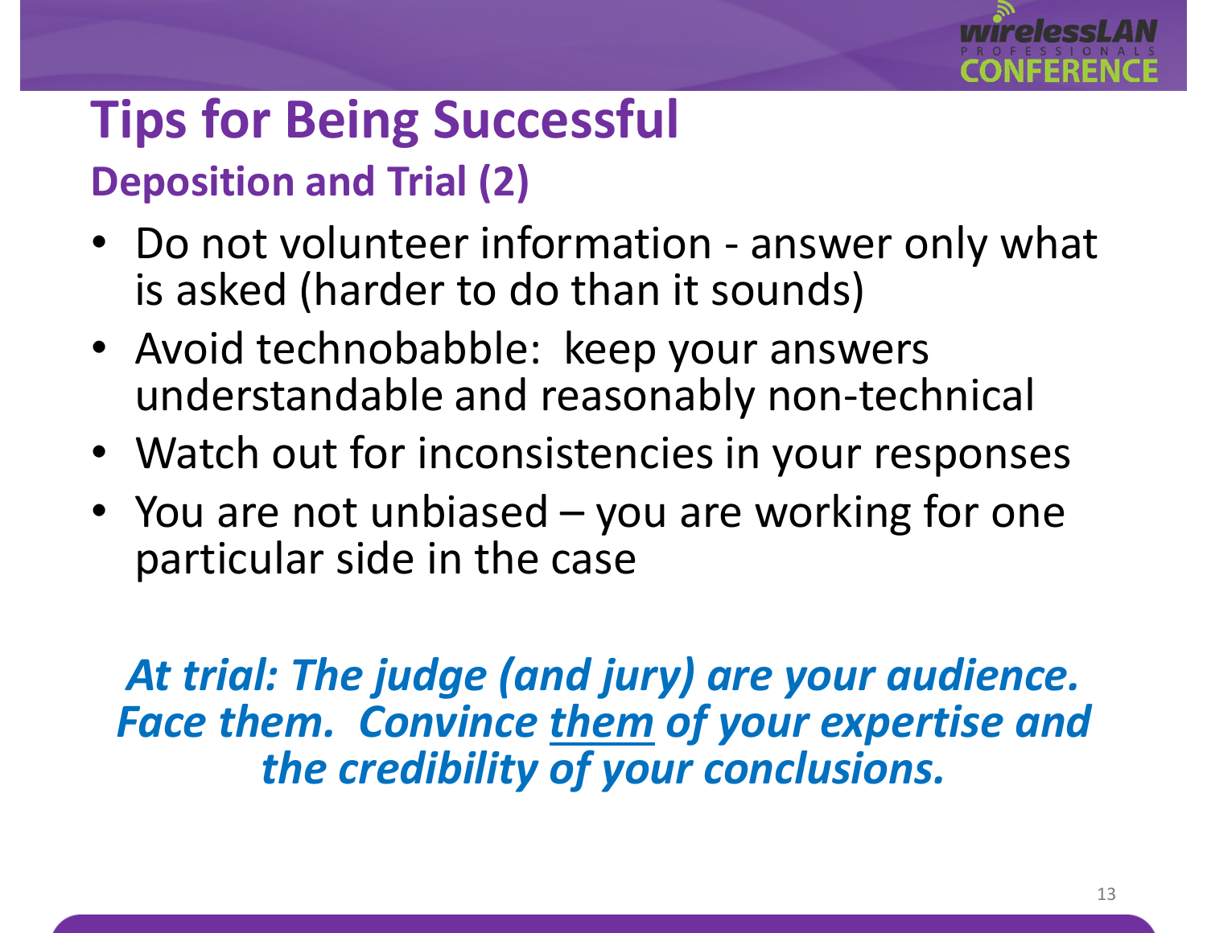# Tips for Being Successful

## Deposition and Trial (2)

- Do not volunteer information - answer only what is asked (harder to do than it sounds)
- Avoid technobabble:  keep your answers understandable and reasonably non-technical
- Watch out for inconsistencies in your responses
- You are not unbiased – you are working for one particular side in the case

***At trial: The judge (and jury) are your audience. Face them.  Convince <u>them</u> of your expertise and the credibility of your conclusions.***